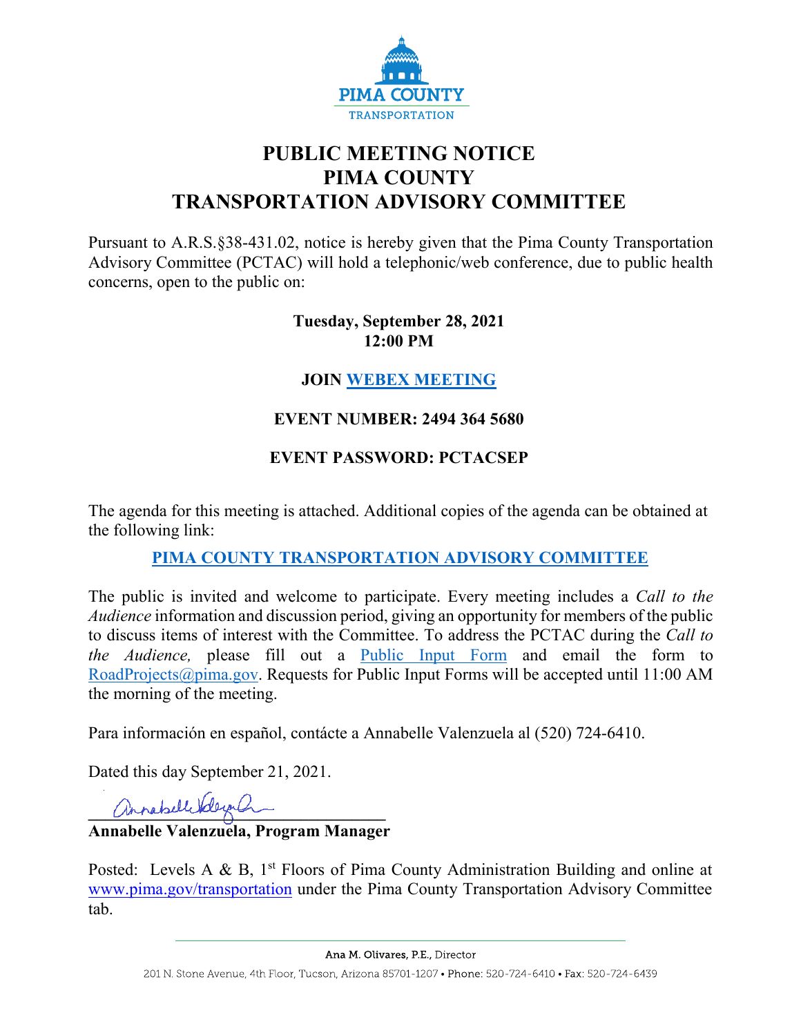PIMA COUNTY

TRANSPORTATION

# PUBLIC MEETING NOTICE
# PIMA COUNTY
# TRANSPORTATION ADVISORY COMMITTEE

Pursuant to A.R.S.§38-431.02, notice is hereby given that the Pima County Transportation Advisory Committee (PCTAC) will hold a telephonic/web conference, due to public health concerns, open to the public on:

**Tuesday, September 28, 2021**
**12:00 PM**

**JOIN WEBEX MEETING**

**EVENT NUMBER: 2494 364 5680**

**EVENT PASSWORD: PCTACSEP**

The agenda for this meeting is attached. Additional copies of the agenda can be obtained at the following link:

**PIMA COUNTY TRANSPORTATION ADVISORY COMMITTEE**

The public is invited and welcome to participate. Every meeting includes a *Call to the Audience* information and discussion period, giving an opportunity for members of the public to discuss items of interest with the Committee. To address the PCTAC during the *Call to the Audience,* please fill out a Public Input Form and email the form to RoadProjects@pima.gov. Requests for Public Input Forms will be accepted until 11:00 AM the morning of the meeting.

Para información en español, contácte a Annabelle Valenzuela al (520) 724-6410.

Dated this day September 21, 2021.

**Annabelle Valenzuela, Program Manager**

Posted: Levels A & B, 1st Floors of Pima County Administration Building and online at www.pima.gov/transportation under the Pima County Transportation Advisory Committee tab.

Ana M. Olivares, P.E., Director

201 N. Stone Avenue, 4th Floor, Tucson, Arizona 85701-1207 • Phone: 520-724-6410 • Fax: 520-724-6439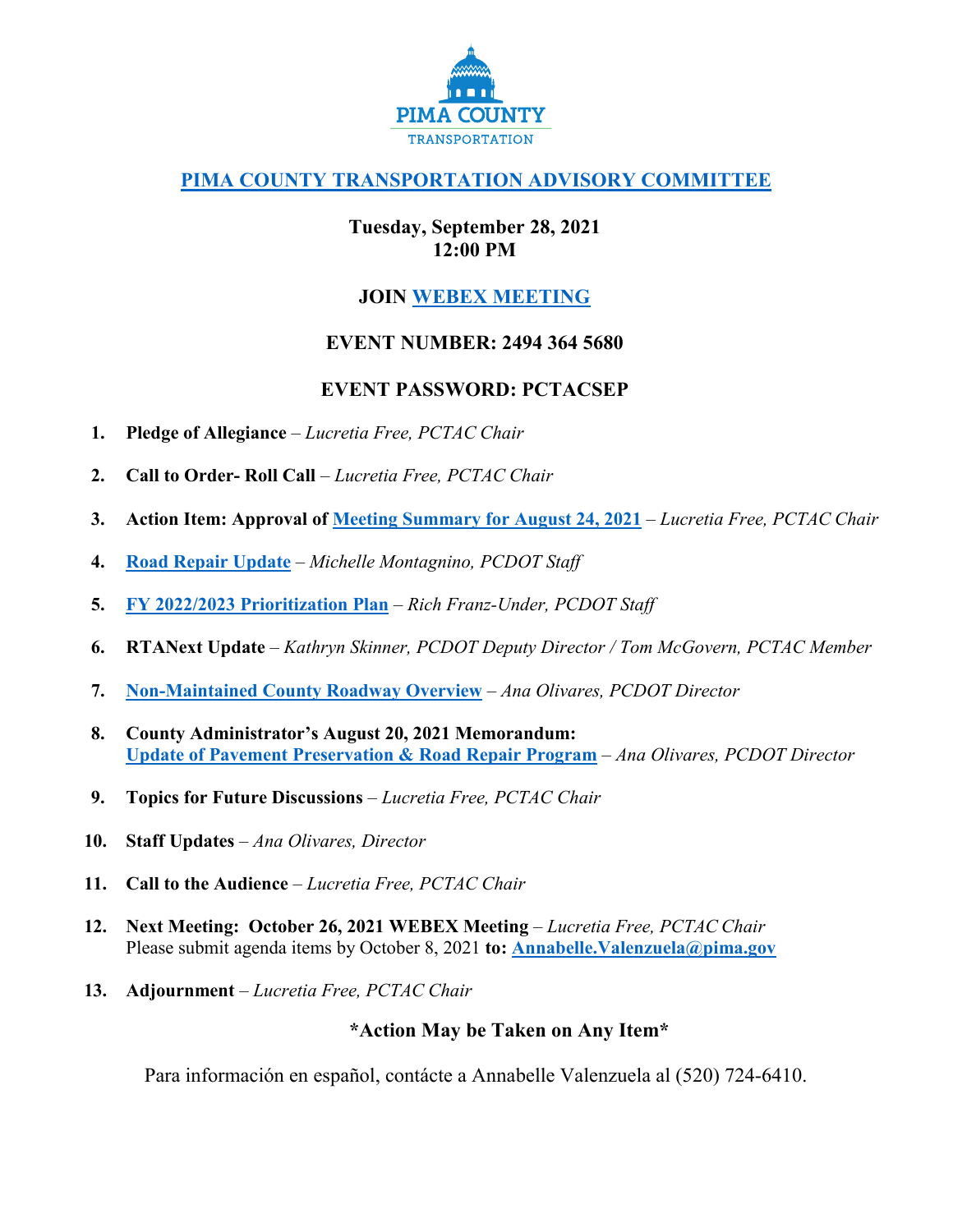PIMA COUNTY
TRANSPORTATION

# PIMA COUNTY TRANSPORTATION ADVISORY COMMITTEE

**Tuesday, September 28, 2021**
**12:00 PM**

## JOIN WEBEX MEETING

## EVENT NUMBER: 2494 364 5680

## EVENT PASSWORD: PCTACSEP

1. **Pledge of Allegiance** – *Lucretia Free, PCTAC Chair*
2. **Call to Order- Roll Call** – *Lucretia Free, PCTAC Chair*
3. **Action Item: Approval of Meeting Summary for August 24, 2021** – *Lucretia Free, PCTAC Chair*
4. **Road Repair Update** – *Michelle Montagnino, PCDOT Staff*
5. **FY 2022/2023 Prioritization Plan** – *Rich Franz-Under, PCDOT Staff*
6. **RTANext Update** – *Kathryn Skinner, PCDOT Deputy Director / Tom McGovern, PCTAC Member*
7. **Non-Maintained County Roadway Overview** – *Ana Olivares, PCDOT Director*
8. **County Administrator's August 20, 2021 Memorandum:**
   **Update of Pavement Preservation & Road Repair Program** – *Ana Olivares, PCDOT Director*
9. **Topics for Future Discussions** – *Lucretia Free, PCTAC Chair*
10. **Staff Updates** – *Ana Olivares, Director*
11. **Call to the Audience** – *Lucretia Free, PCTAC Chair*
12. **Next Meeting: October 26, 2021 WEBEX Meeting** – *Lucretia Free, PCTAC Chair*
    Please submit agenda items by October 8, 2021 **to: Annabelle.Valenzuela@pima.gov**
13. **Adjournment** – *Lucretia Free, PCTAC Chair*

**\*Action May be Taken on Any Item\***

Para información en español, contácte a Annabelle Valenzuela al (520) 724-6410.